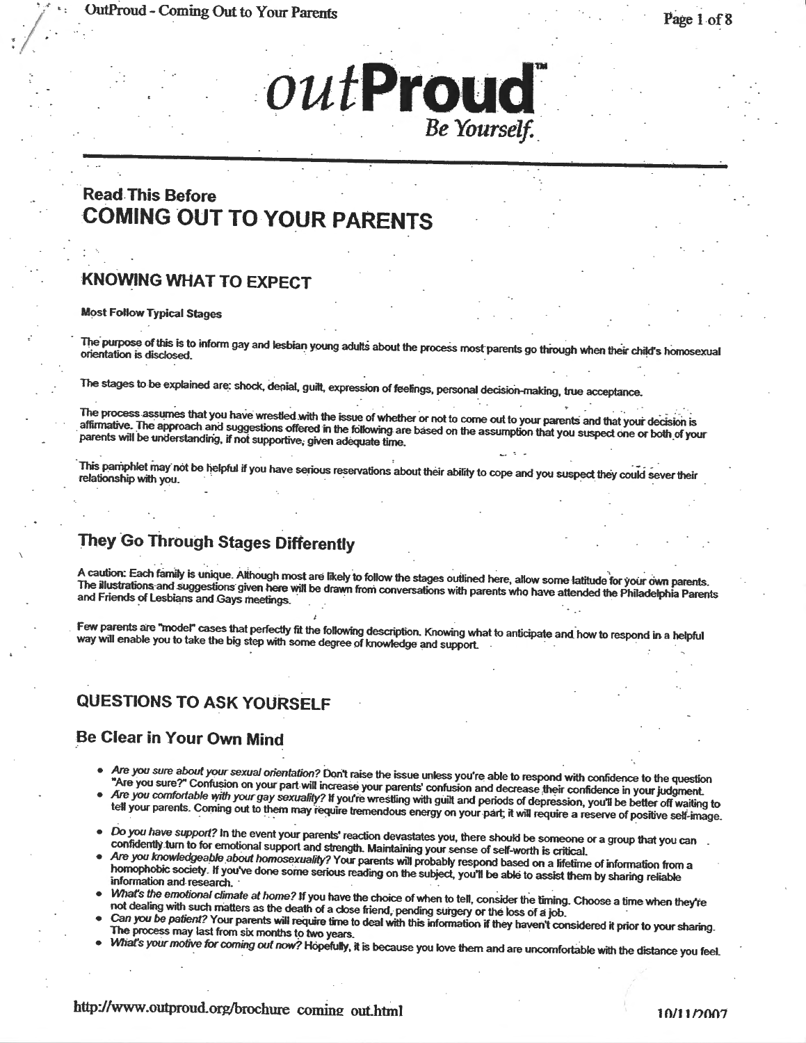# *out***Proud**™

*Be Yourself.*

## Read This Before
# COMING OUT TO YOUR PARENTS

## KNOWING WHAT TO EXPECT

**Most Follow Typical Stages**

The purpose of this is to inform gay and lesbian young adults about the process most parents go through when their child's homosexual orientation is disclosed.

The stages to be explained are: shock, denial, guilt, expression of feelings, personal decision-making, true acceptance.

The process assumes that you have wrestled with the issue of whether or not to come out to your parents and that your decision is affirmative. The approach and suggestions offered in the following are based on the assumption that you suspect one or both of your parents will be understanding, if not supportive, given adequate time.

This pamphlet may not be helpful if you have serious reservations about their ability to cope and you suspect they could sever their relationship with you.

## They Go Through Stages Differently

A caution: Each family is unique. Although most are likely to follow the stages outlined here, allow some latitude for your own parents. The illustrations and suggestions given here will be drawn from conversations with parents who have attended the Philadelphia Parents and Friends of Lesbians and Gays meetings.

Few parents are "model" cases that perfectly fit the following description. Knowing what to anticipate and how to respond in a helpful way will enable you to take the big step with some degree of knowledge and support.

## QUESTIONS TO ASK YOURSELF

## Be Clear in Your Own Mind

- *Are you sure about your sexual orientation?* Don't raise the issue unless you're able to respond with confidence to the question "Are you sure?" Confusion on your part will increase your parents' confusion and decrease their confidence in your judgment.
- *Are you comfortable with your gay sexuality?* If you're wrestling with guilt and periods of depression, you'll be better off waiting to tell your parents. Coming out to them may require tremendous energy on your part; it will require a reserve of positive self-image.
- *Do you have support?* In the event your parents' reaction devastates you, there should be someone or a group that you can confidently turn to for emotional support and strength. Maintaining your sense of self-worth is critical.
- *Are you knowledgeable about homosexuality?* Your parents will probably respond based on a lifetime of information from a homophobic society. If you've done some serious reading on the subject, you'll be able to assist them by sharing reliable information and research.
- *What's the emotional climate at home?* If you have the choice of when to tell, consider the timing. Choose a time when they're not dealing with such matters as the death of a close friend, pending surgery or the loss of a job.
- *Can you be patient?* Your parents will require time to deal with this information if they haven't considered it prior to your sharing. The process may last from six months to two years.
- *What's your motive for coming out now?* Hopefully, it is because you love them and are uncomfortable with the distance you feel.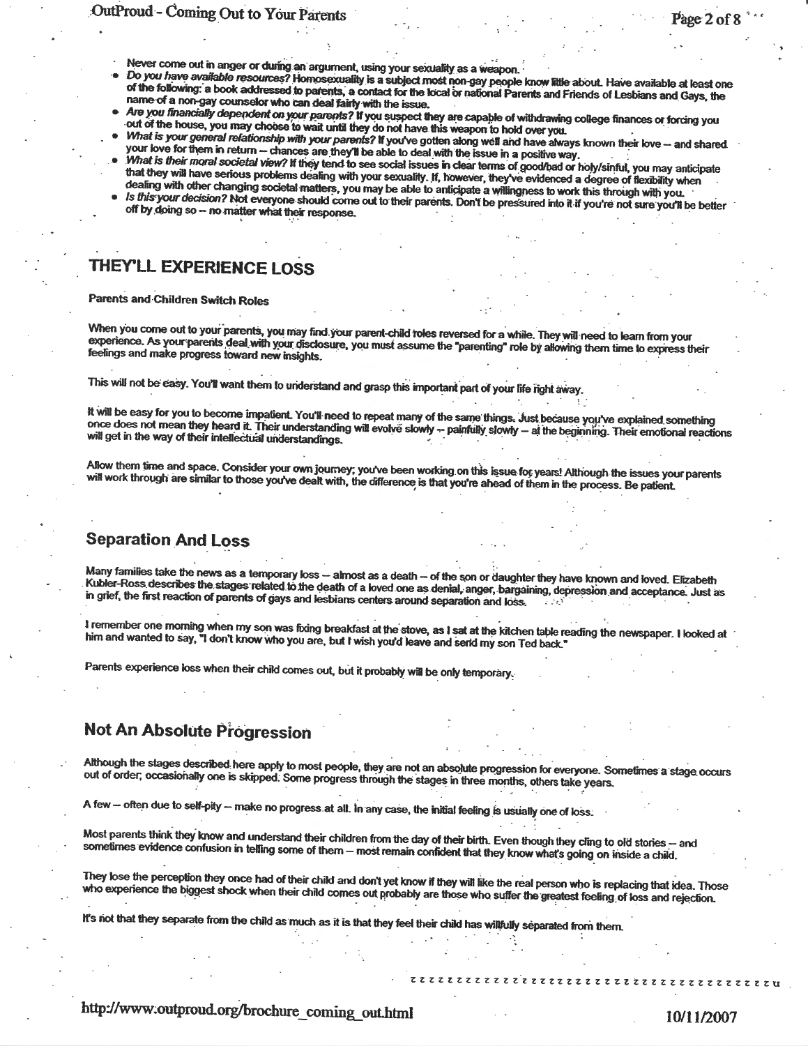Never come out in anger or during an argument, using your sexuality as a weapon.

- *Do you have available resources?* Homosexuality is a subject most non-gay people know little about. Have available at least one of the following: a book addressed to parents, a contact for the local or national Parents and Friends of Lesbians and Gays, the name of a non-gay counselor who can deal fairly with the issue.
- *Are you financially dependent on your parents?* If you suspect they are capable of withdrawing college finances or forcing you out of the house, you may choose to wait until they do not have this weapon to hold over you.
- *What is your general relationship with your parents?* If you've gotten along well and have always known their love -- and shared your love for them in return -- chances are they'll be able to deal with the issue in a positive way.
- *What is their moral societal view?* If they tend to see social issues in clear terms of good/bad or holy/sinful, you may anticipate that they will have serious problems dealing with your sexuality. If, however, they've evidenced a degree of flexibility when dealing with other changing societal matters, you may be able to anticipate a willingness to work this through with you.
- *Is this your decision?* Not everyone should come out to their parents. Don't be pressured into it if you're not sure you'll be better off by doing so -- no matter what their response.

## THEY'LL EXPERIENCE LOSS

**Parents and Children Switch Roles**

When you come out to your parents, you may find your parent-child roles reversed for a while. They will need to learn from your experience. As your parents deal with your disclosure, you must assume the "parenting" role by allowing them time to express their feelings and make progress toward new insights.

This will not be easy. You'll want them to understand and grasp this important part of your life right away.

It will be easy for you to become impatient. You'll need to repeat many of the same things. Just because you've explained something once does not mean they heard it. Their understanding will evolve slowly -- painfully slowly -- at the beginning. Their emotional reactions will get in the way of their intellectual understandings.

Allow them time and space. Consider your own journey; you've been working on this issue for years! Although the issues your parents will work through are similar to those you've dealt with, the difference is that you're ahead of them in the process. Be patient.

## Separation And Loss

Many families take the news as a temporary loss -- almost as a death -- of the son or daughter they have known and loved. Elizabeth Kubler-Ross describes the stages related to the death of a loved one as denial, anger, bargaining, depression and acceptance. Just as in grief, the first reaction of parents of gays and lesbians centers around separation and loss.

I remember one morning when my son was fixing breakfast at the stove, as I sat at the kitchen table reading the newspaper. I looked at him and wanted to say, "I don't know who you are, but I wish you'd leave and send my son Ted back."

Parents experience loss when their child comes out, but it probably will be only temporary.

## Not An Absolute Progression

Although the stages described here apply to most people, they are not an absolute progression for everyone. Sometimes a stage occurs out of order; occasionally one is skipped. Some progress through the stages in three months, others take years.

A few -- often due to self-pity -- make no progress at all. In any case, the initial feeling is usually one of loss.

Most parents think they know and understand their children from the day of their birth. Even though they cling to old stories -- and sometimes evidence confusion in telling some of them -- most remain confident that they know what's going on inside a child.

They lose the perception they once had of their child and don't yet know if they will like the real person who is replacing that idea. Those who experience the biggest shock when their child comes out probably are those who suffer the greatest feeling of loss and rejection.

It's not that they separate from the child as much as it is that they feel their child has willfully separated from them.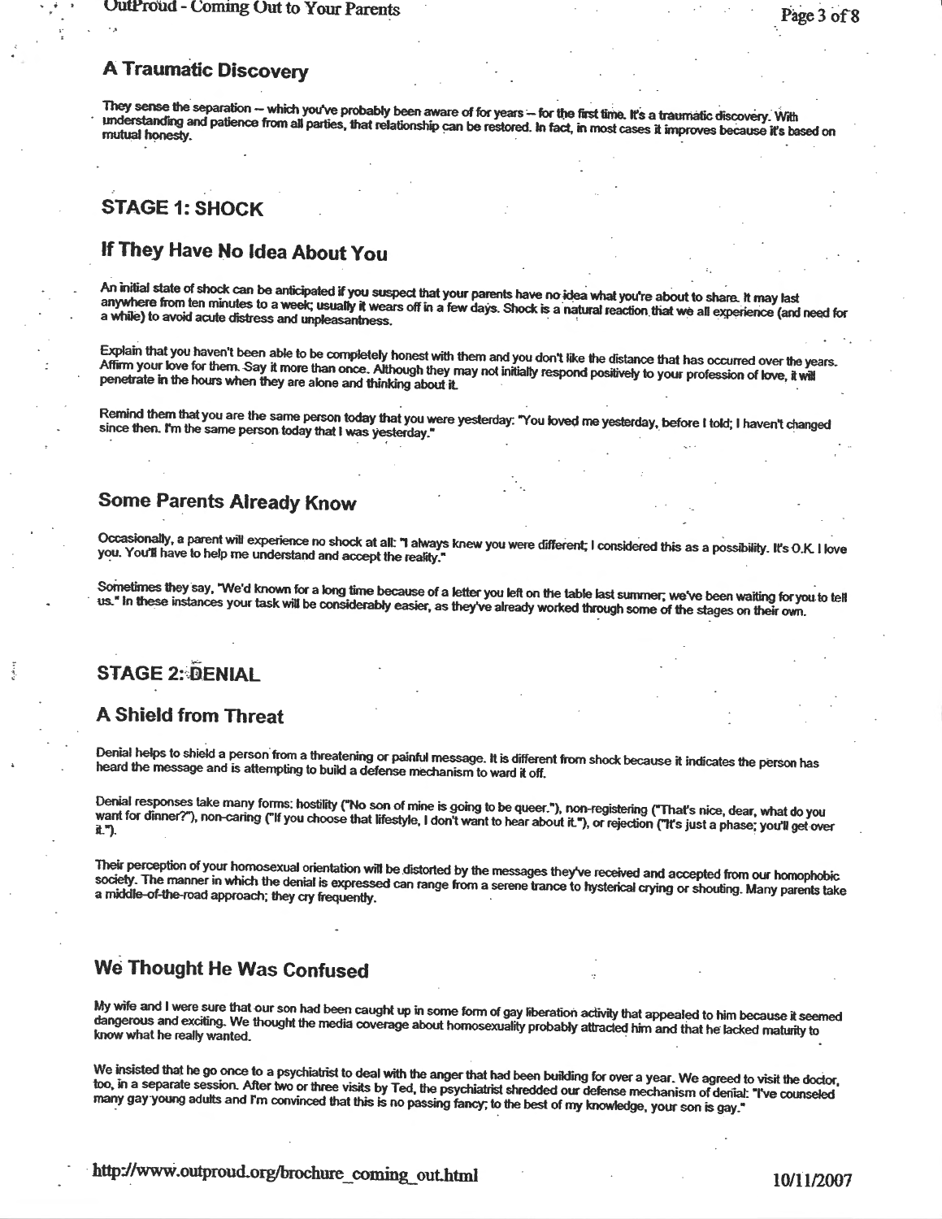## A Traumatic Discovery

They sense the separation -- which you've probably been aware of for years -- for the first time. It's a traumatic discovery. With understanding and patience from all parties, that relationship can be restored. In fact, in most cases it improves because it's based on mutual honesty.

## STAGE 1: SHOCK

## If They Have No Idea About You

An initial state of shock can be anticipated if you suspect that your parents have no idea what you're about to share. It may last anywhere from ten minutes to a week; usually it wears off in a few days. Shock is a natural reaction that we all experience (and need for a while) to avoid acute distress and unpleasantness.

Explain that you haven't been able to be completely honest with them and you don't like the distance that has occurred over the years. Affirm your love for them. Say it more than once. Although they may not initially respond positively to your profession of love, it will penetrate in the hours when they are alone and thinking about it.

Remind them that you are the same person today that you were yesterday: "You loved me yesterday, before I told; I haven't changed since then. I'm the same person today that I was yesterday."

## Some Parents Already Know

Occasionally, a parent will experience no shock at all: "I always knew you were different; I considered this as a possibility. It's O.K. I love you. You'll have to help me understand and accept the reality."

Sometimes they say, "We'd known for a long time because of a letter you left on the table last summer; we've been waiting for you to tell us." In these instances your task will be considerably easier, as they've already worked through some of the stages on their own.

## STAGE 2: DENIAL

## A Shield from Threat

Denial helps to shield a person from a threatening or painful message. It is different from shock because it indicates the person has heard the message and is attempting to build a defense mechanism to ward it off.

Denial responses take many forms: hostility ("No son of mine is going to be queer."), non-registering ("That's nice, dear, what do you want for dinner?"), non-caring ("If you choose that lifestyle, I don't want to hear about it."), or rejection ("It's just a phase; you'll get over it.").

Their perception of your homosexual orientation will be distorted by the messages they've received and accepted from our homophobic society. The manner in which the denial is expressed can range from a serene trance to hysterical crying or shouting. Many parents take a middle-of-the-road approach; they cry frequently.

## We Thought He Was Confused

My wife and I were sure that our son had been caught up in some form of gay liberation activity that appealed to him because it seemed dangerous and exciting. We thought the media coverage about homosexuality probably attracted him and that he lacked maturity to know what he really wanted.

We insisted that he go once to a psychiatrist to deal with the anger that had been building for over a year. We agreed to visit the doctor, too, in a separate session. After two or three visits by Ted, the psychiatrist shredded our defense mechanism of denial: "I've counseled many gay young adults and I'm convinced that this is no passing fancy; to the best of my knowledge, your son is gay."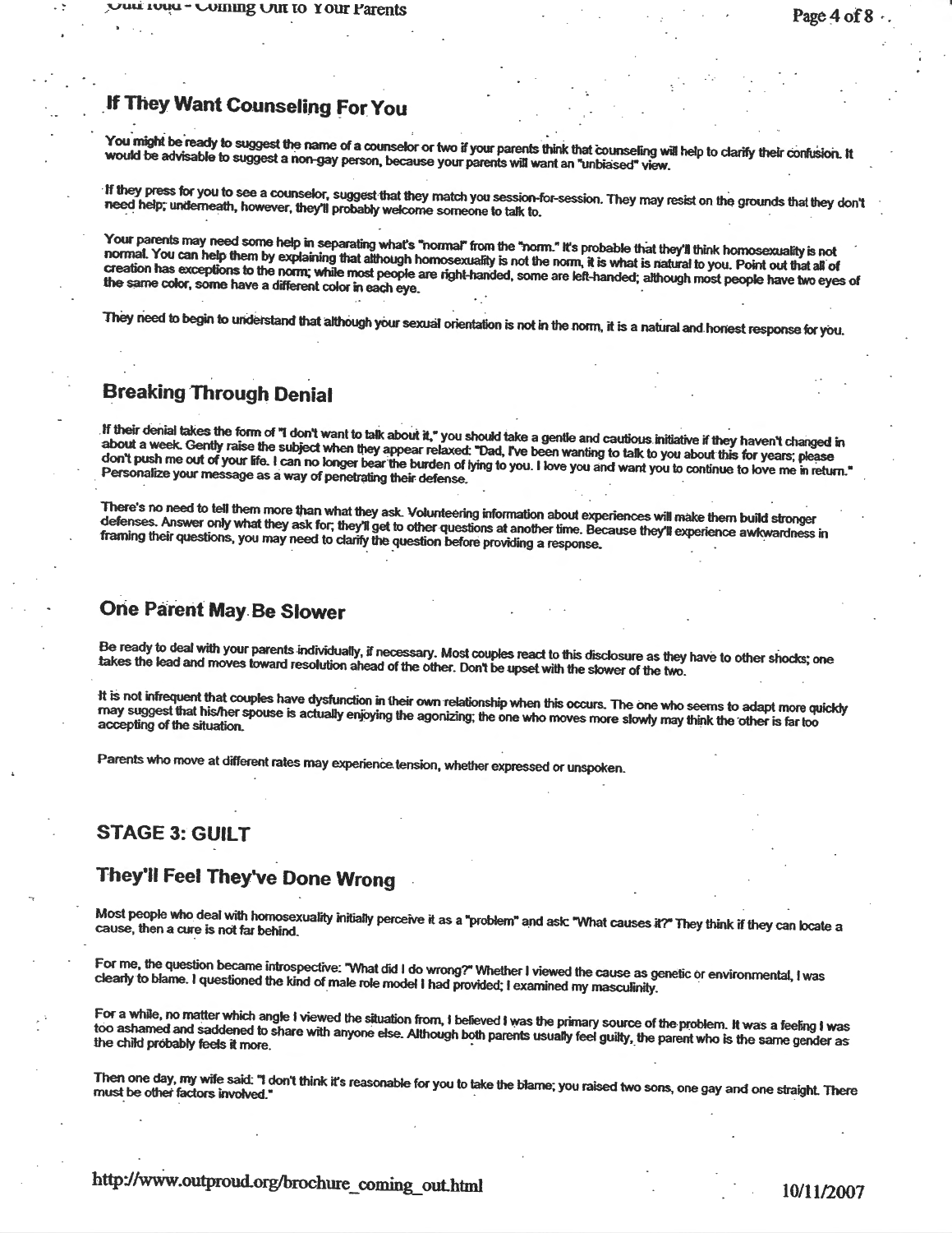## If They Want Counseling For You

You might be ready to suggest the name of a counselor or two if your parents think that counseling will help to clarify their confusion. It would be advisable to suggest a non-gay person, because your parents will want an "unbiased" view.

If they press for you to see a counselor, suggest that they match you session-for-session. They may resist on the grounds that they don't need help; underneath, however, they'll probably welcome someone to talk to.

Your parents may need some help in separating what's "normal" from the "norm." It's probable that they'll think homosexuality is not normal. You can help them by explaining that although homosexuality is not the norm, it is what is natural to you. Point out that all of creation has exceptions to the norm; while most people are right-handed, some are left-handed; although most people have two eyes of the same color, some have a different color in each eye.

They need to begin to understand that although your sexual orientation is not in the norm, it is a natural and honest response for you.

## Breaking Through Denial

If their denial takes the form of "I don't want to talk about it," you should take a gentle and cautious initiative if they haven't changed in about a week. Gently raise the subject when they appear relaxed: "Dad, I've been wanting to talk to you about this for years; please don't push me out of your life. I can no longer bear the burden of lying to you. I love you and want you to continue to love me in return." Personalize your message as a way of penetrating their defense.

There's no need to tell them more than what they ask. Volunteering information about experiences will make them build stronger defenses. Answer only what they ask for; they'll get to other questions at another time. Because they'll experience awkwardness in framing their questions, you may need to clarify the question before providing a response.

## One Parent May Be Slower

Be ready to deal with your parents individually, if necessary. Most couples react to this disclosure as they have to other shocks; one takes the lead and moves toward resolution ahead of the other. Don't be upset with the slower of the two.

It is not infrequent that couples have dysfunction in their own relationship when this occurs. The one who seems to adapt more quickly may suggest that his/her spouse is actually enjoying the agonizing; the one who moves more slowly may think the other is far too accepting of the situation.

Parents who move at different rates may experience tension, whether expressed or unspoken.

## STAGE 3: GUILT

## They'll Feel They've Done Wrong

Most people who deal with homosexuality initially perceive it as a "problem" and ask: "What causes it?" They think if they can locate a cause, then a cure is not far behind.

For me, the question became introspective: "What did I do wrong?" Whether I viewed the cause as genetic or environmental, I was clearly to blame. I questioned the kind of male role model I had provided; I examined my masculinity.

For a while, no matter which angle I viewed the situation from, I believed I was the primary source of the problem. It was a feeling I was too ashamed and saddened to share with anyone else. Although both parents usually feel guilty, the parent who is the same gender as the child probably feels it more.

Then one day, my wife said: "I don't think it's reasonable for you to take the blame; you raised two sons, one gay and one straight. There must be other factors involved."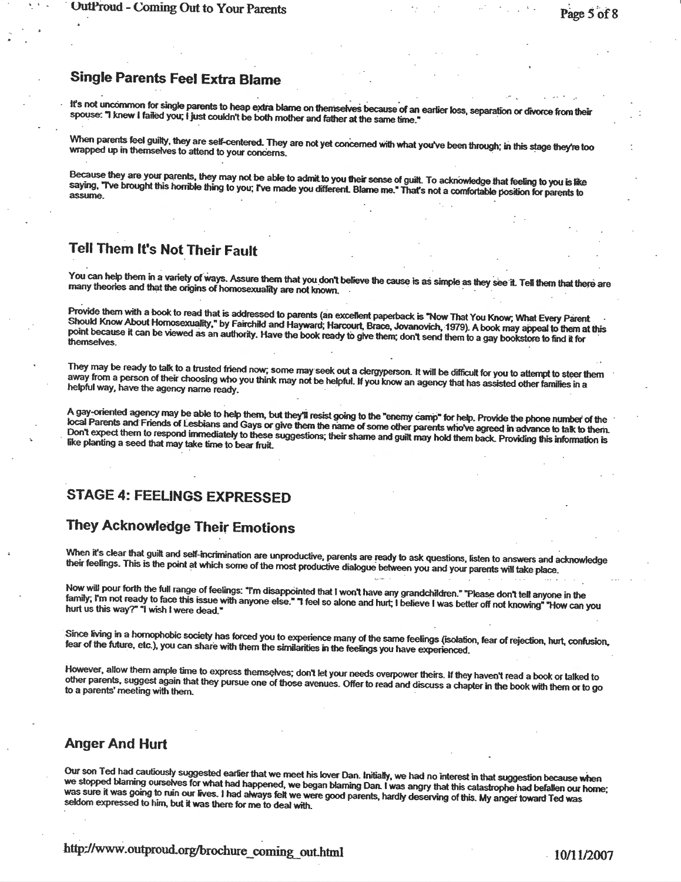## Single Parents Feel Extra Blame

It's not uncommon for single parents to heap extra blame on themselves because of an earlier loss, separation or divorce from their spouse: "I knew I failed you; I just couldn't be both mother and father at the same time."

When parents feel guilty, they are self-centered. They are not yet concerned with what you've been through; in this stage they're too wrapped up in themselves to attend to your concerns.

Because they are your parents, they may not be able to admit to you their sense of guilt. To acknowledge that feeling to you is like saying, "I've brought this horrible thing to you; I've made you different. Blame me." That's not a comfortable position for parents to assume.

## Tell Them It's Not Their Fault

You can help them in a variety of ways. Assure them that you don't believe the cause is as simple as they see it. Tell them that there are many theories and that the origins of homosexuality are not known.

Provide them with a book to read that is addressed to parents (an excellent paperback is "Now That You Know; What Every Parent Should Know About Homosexuality," by Fairchild and Hayward; Harcourt, Brace, Jovanovich, 1979). A book may appeal to them at this point because it can be viewed as an authority. Have the book ready to give them; don't send them to a gay bookstore to find it for themselves.

They may be ready to talk to a trusted friend now; some may seek out a clergyperson. It will be difficult for you to attempt to steer them away from a person of their choosing who you think may not be helpful. If you know an agency that has assisted other families in a helpful way, have the agency name ready.

A gay-oriented agency may be able to help them, but they'll resist going to the "enemy camp" for help. Provide the phone number of the local Parents and Friends of Lesbians and Gays or give them the name of some other parents who've agreed in advance to talk to them. Don't expect them to respond immediately to these suggestions; their shame and guilt may hold them back. Providing this information is like planting a seed that may take time to bear fruit.

## STAGE 4: FEELINGS EXPRESSED

## They Acknowledge Their Emotions

When it's clear that guilt and self-incrimination are unproductive, parents are ready to ask questions, listen to answers and acknowledge their feelings. This is the point at which some of the most productive dialogue between you and your parents will take place.

Now will pour forth the full range of feelings: "I'm disappointed that I won't have any grandchildren." "Please don't tell anyone in the family; I'm not ready to face this issue with anyone else." "I feel so alone and hurt; I believe I was better off not knowing" "How can you hurt us this way?" "I wish I were dead."

Since living in a homophobic society has forced you to experience many of the same feelings (isolation, fear of rejection, hurt, confusion, fear of the future, etc.), you can share with them the similarities in the feelings you have experienced.

However, allow them ample time to express themselves; don't let your needs overpower theirs. If they haven't read a book or talked to other parents, suggest again that they pursue one of those avenues. Offer to read and discuss a chapter in the book with them or to go to a parents' meeting with them.

## Anger And Hurt

Our son Ted had cautiously suggested earlier that we meet his lover Dan. Initially, we had no interest in that suggestion because when we stopped blaming ourselves for what had happened, we began blaming Dan. I was angry that this catastrophe had befallen our home; was sure it was going to ruin our lives. I had always felt we were good parents, hardly deserving of this. My anger toward Ted was seldom expressed to him, but it was there for me to deal with.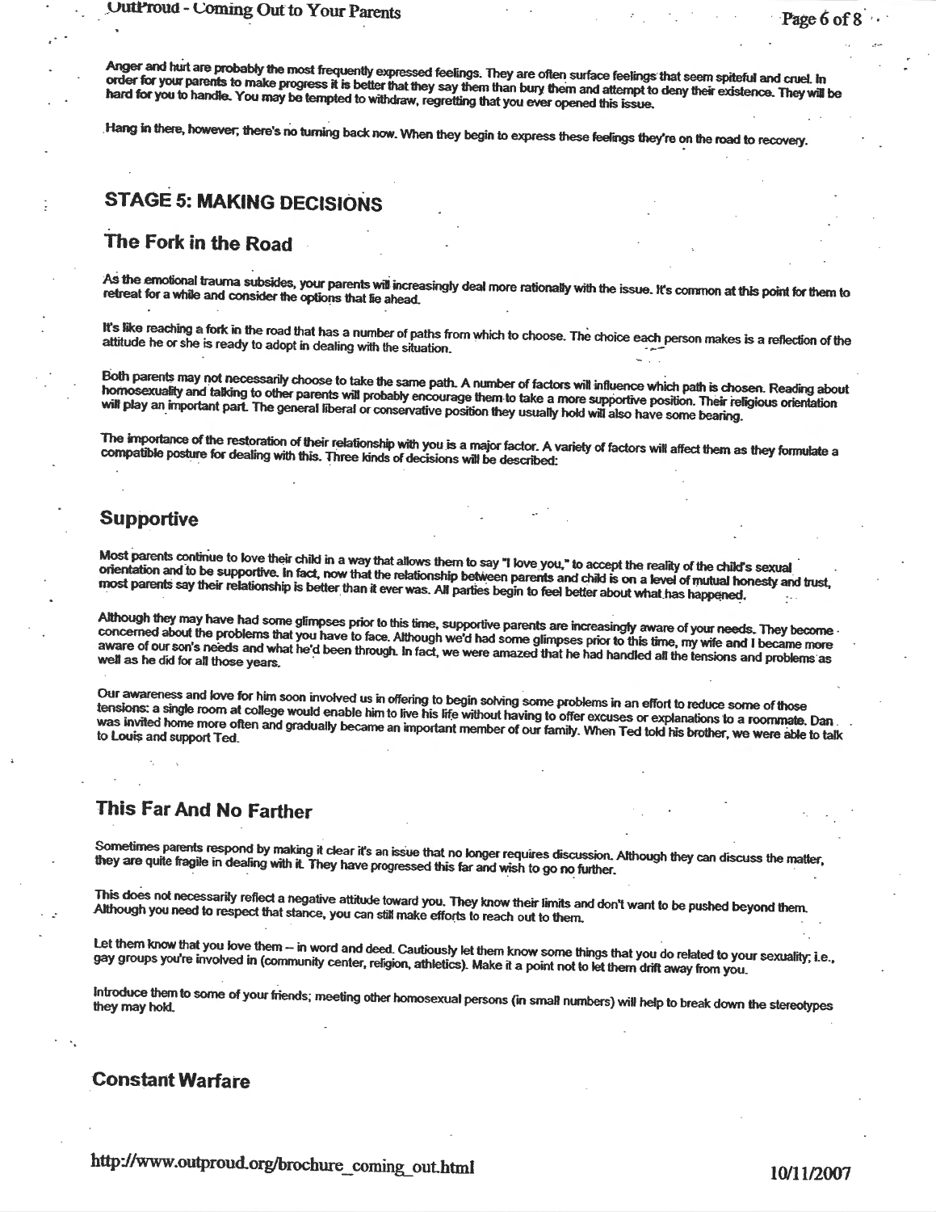Anger and hurt are probably the most frequently expressed feelings. They are often surface feelings that seem spiteful and cruel. In order for your parents to make progress it is better that they say them than bury them and attempt to deny their existence. They will be hard for you to handle. You may be tempted to withdraw, regretting that you ever opened this issue.

Hang in there, however; there's no turning back now. When they begin to express these feelings they're on the road to recovery.

## STAGE 5: MAKING DECISIONS

### The Fork in the Road

As the emotional trauma subsides, your parents will increasingly deal more rationally with the issue. It's common at this point for them to retreat for a while and consider the options that lie ahead.

It's like reaching a fork in the road that has a number of paths from which to choose. The choice each person makes is a reflection of the attitude he or she is ready to adopt in dealing with the situation.

Both parents may not necessarily choose to take the same path. A number of factors will influence which path is chosen. Reading about homosexuality and talking to other parents will probably encourage them to take a more supportive position. Their religious orientation will play an important part. The general liberal or conservative position they usually hold will also have some bearing.

The importance of the restoration of their relationship with you is a major factor. A variety of factors will affect them as they formulate a compatible posture for dealing with this. Three kinds of decisions will be described:

### Supportive

Most parents continue to love their child in a way that allows them to say "I love you," to accept the reality of the child's sexual orientation and to be supportive. In fact, now that the relationship between parents and child is on a level of mutual honesty and trust, most parents say their relationship is better than it ever was. All parties begin to feel better about what has happened.

Although they may have had some glimpses prior to this time, supportive parents are increasingly aware of your needs. They become concerned about the problems that you have to face. Although we'd had some glimpses prior to this time, my wife and I became more aware of our son's needs and what he'd been through. In fact, we were amazed that he had handled all the tensions and problems as well as he did for all those years.

Our awareness and love for him soon involved us in offering to begin solving some problems in an effort to reduce some of those tensions: a single room at college would enable him to live his life without having to offer excuses or explanations to a roommate. Dan was invited home more often and gradually became an important member of our family. When Ted told his brother, we were able to talk to Louis and support Ted.

### This Far And No Farther

Sometimes parents respond by making it clear it's an issue that no longer requires discussion. Although they can discuss the matter, they are quite fragile in dealing with it. They have progressed this far and wish to go no further.

This does not necessarily reflect a negative attitude toward you. They know their limits and don't want to be pushed beyond them. Although you need to respect that stance, you can still make efforts to reach out to them.

Let them know that you love them -- in word and deed. Cautiously let them know some things that you do related to your sexuality; i.e., gay groups you're involved in (community center, religion, athletics). Make it a point not to let them drift away from you.

Introduce them to some of your friends; meeting other homosexual persons (in small numbers) will help to break down the stereotypes they may hold.

### Constant Warfare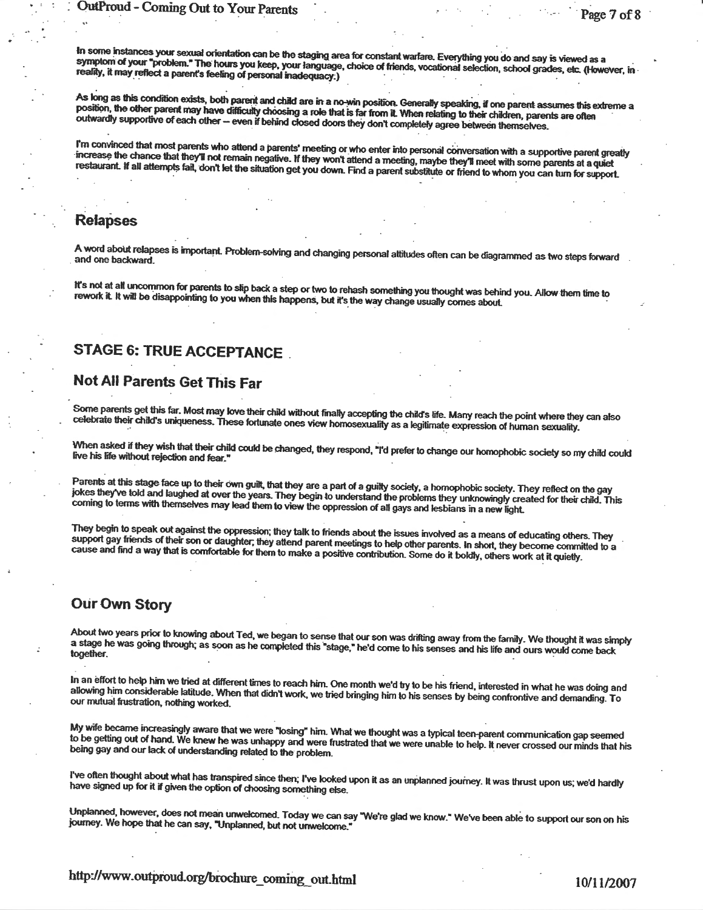In some instances your sexual orientation can be the staging area for constant warfare. Everything you do and say is viewed as a symptom of your "problem." The hours you keep, your language, choice of friends, vocational selection, school grades, etc. (However, in reality, it may reflect a parent's feeling of personal inadequacy.)

As long as this condition exists, both parent and child are in a no-win position. Generally speaking, if one parent assumes this extreme a position, the other parent may have difficulty choosing a role that is far from it. When relating to their children, parents are often outwardly supportive of each other – even if behind closed doors they don't completely agree between themselves.

I'm convinced that most parents who attend a parents' meeting or who enter into personal conversation with a supportive parent greatly increase the chance that they'll not remain negative. If they won't attend a meeting, maybe they'll meet with some parents at a quiet restaurant. If all attempts fail, don't let the situation get you down. Find a parent substitute or friend to whom you can turn for support.

## Relapses

A word about relapses is important. Problem-solving and changing personal attitudes often can be diagrammed as two steps forward and one backward.

It's not at all uncommon for parents to slip back a step or two to rehash something you thought was behind you. Allow them time to rework it. It will be disappointing to you when this happens, but it's the way change usually comes about.

## STAGE 6: TRUE ACCEPTANCE

## Not All Parents Get This Far

Some parents get this far. Most may love their child without finally accepting the child's life. Many reach the point where they can also celebrate their child's uniqueness. These fortunate ones view homosexuality as a legitimate expression of human sexuality.

When asked if they wish that their child could be changed, they respond, "I'd prefer to change our homophobic society so my child could live his life without rejection and fear."

Parents at this stage face up to their own guilt, that they are a part of a guilty society, a homophobic society. They reflect on the gay jokes they've told and laughed at over the years. They begin to understand the problems they unknowingly created for their child. This coming to terms with themselves may lead them to view the oppression of all gays and lesbians in a new light.

They begin to speak out against the oppression; they talk to friends about the issues involved as a means of educating others. They support gay friends of their son or daughter; they attend parent meetings to help other parents. In short, they become committed to a cause and find a way that is comfortable for them to make a positive contribution. Some do it boldly, others work at it quietly.

## Our Own Story

About two years prior to knowing about Ted, we began to sense that our son was drifting away from the family. We thought it was simply a stage he was going through; as soon as he completed this "stage," he'd come to his senses and his life and ours would come back together.

In an effort to help him we tried at different times to reach him. One month we'd try to be his friend, interested in what he was doing and allowing him considerable latitude. When that didn't work, we tried bringing him to his senses by being confrontive and demanding. To our mutual frustration, nothing worked.

My wife became increasingly aware that we were "losing" him. What we thought was a typical teen-parent communication gap seemed to be getting out of hand. We knew he was unhappy and were frustrated that we were unable to help. It never crossed our minds that his being gay and our lack of understanding related to the problem.

I've often thought about what has transpired since then; I've looked upon it as an unplanned journey. It was thrust upon us; we'd hardly have signed up for it if given the option of choosing something else.

Unplanned, however, does not mean unwelcomed. Today we can say "We're glad we know." We've been able to support our son on his journey. We hope that he can say, "Unplanned, but not unwelcome."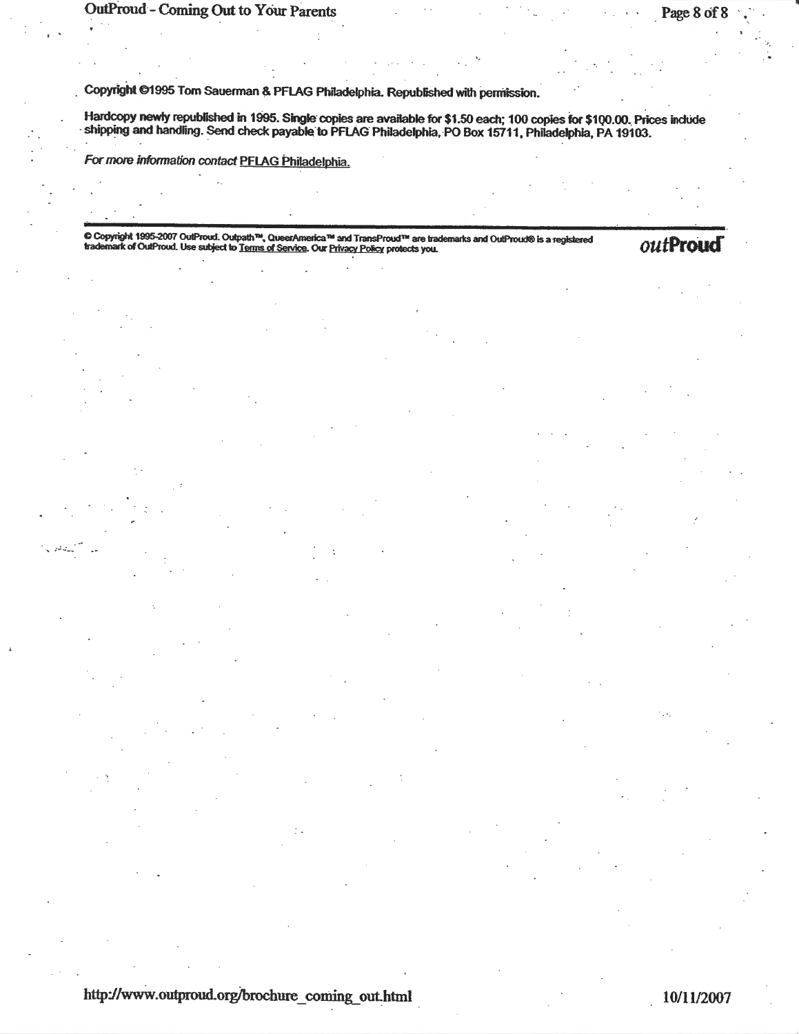Copyright ©1995 Tom Sauerman & PFLAG Philadelphia. Republished with permission.

Hardcopy newly republished in 1995. Single copies are available for $1.50 each; 100 copies for $100.00. Prices include shipping and handling. Send check payable to PFLAG Philadelphia, PO Box 15711, Philadelphia, PA 19103.

*For more information contact* PFLAG Philadelphia.

---

© Copyright 1995-2007 OutProud. Outpath™, QueerAmerica™ and TransProud™ are trademarks and OutProud® is a registered trademark of OutProud. Use subject to Terms of Service. Our Privacy Policy protects you.

*out*Proud